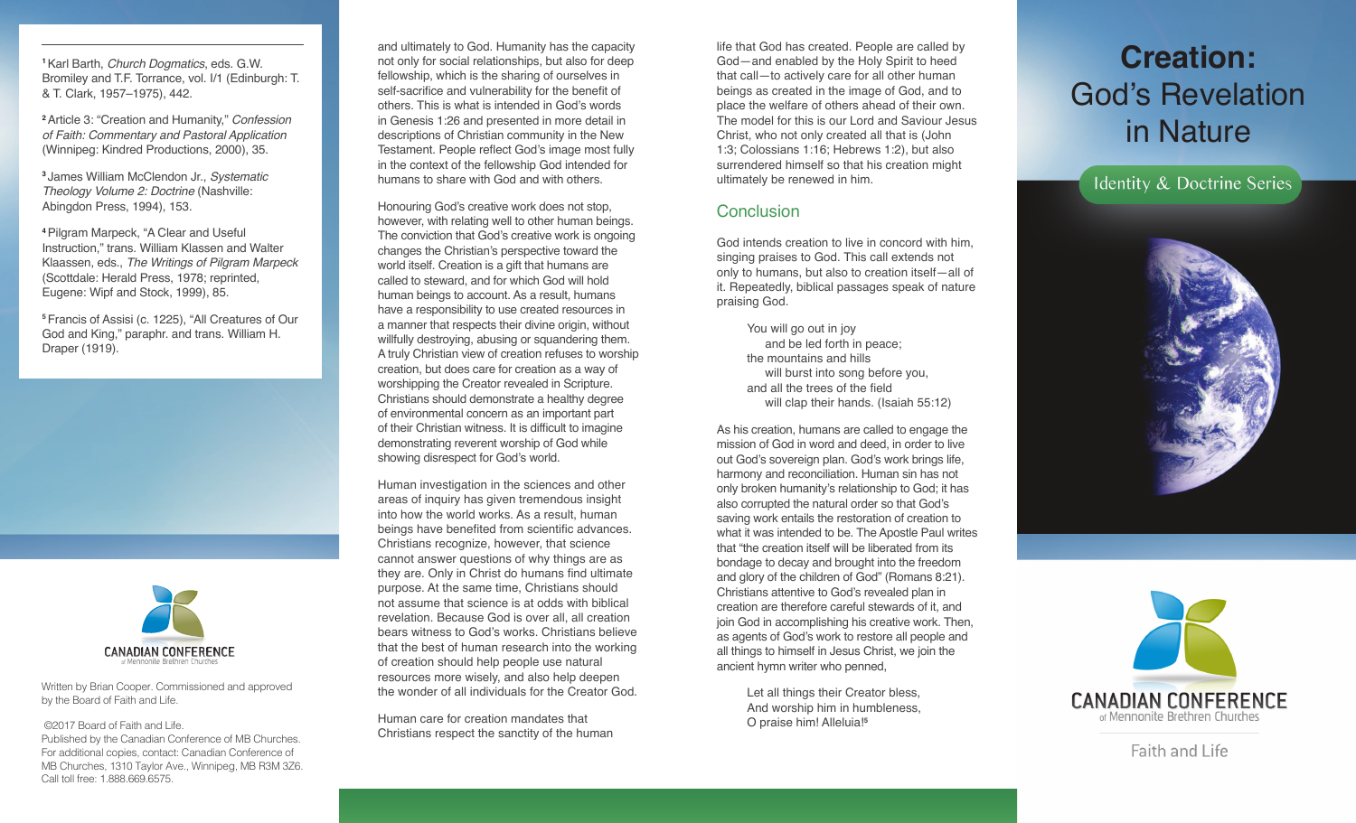# Creation: God's Revelation in Nature

Identity & Doctrine Series

CANADIAN CONFERENCE of Mennonite Brethren Churches

Faith and Life

and ultimately to God. Humanity has the capacity not only for social relationships, but also for deep fellowship, which is the sharing of ourselves in self-sacrifice and vulnerability for the benefit of others. This is what is intended in God's words in Genesis 1:26 and presented in more detail in descriptions of Christian community in the New Testament. People reflect God's image most fully in the context of the fellowship God intended for humans to share with God and with others.

Honouring God's creative work does not stop, however, with relating well to other human beings. The conviction that God's creative work is ongoing changes the Christian's perspective toward the world itself. Creation is a gift that humans are called to steward, and for which God will hold human beings to account. As a result, humans have a responsibility to use created resources in a manner that respects their divine origin, without willfully destroying, abusing or squandering them. A truly Christian view of creation refuses to worship creation, but does care for creation as a way of worshipping the Creator revealed in Scripture. Christians should demonstrate a healthy degree of environmental concern as an important part of their Christian witness. It is difficult to imagine demonstrating reverent worship of God while showing disrespect for God's world.

Human investigation in the sciences and other areas of inquiry has given tremendous insight into how the world works. As a result, human beings have benefited from scientific advances. Christians recognize, however, that science cannot answer questions of why things are as they are. Only in Christ do humans find ultimate purpose. At the same time, Christians should not assume that science is at odds with biblical revelation. Because God is over all, all creation bears witness to God's works. Christians believe that the best of human research into the working of creation should help people use natural resources more wisely, and also help deepen the wonder of all individuals for the Creator God.

Human care for creation mandates that Christians respect the sanctity of the human life that God has created. People are called by God—and enabled by the Holy Spirit to heed that call—to actively care for all other human beings as created in the image of God, and to place the welfare of others ahead of their own. The model for this is our Lord and Saviour Jesus Christ, who not only created all that is (John 1:3; Colossians 1:16; Hebrews 1:2), but also surrendered himself so that his creation might ultimately be renewed in him.

## Conclusion

God intends creation to live in concord with him, singing praises to God. This call extends not only to humans, but also to creation itself—all of it. Repeatedly, biblical passages speak of nature praising God.

> You will go out in joy
> and be led forth in peace;
> the mountains and hills
> will burst into song before you,
> and all the trees of the field
> will clap their hands. (Isaiah 55:12)

As his creation, humans are called to engage the mission of God in word and deed, in order to live out God's sovereign plan. God's work brings life, harmony and reconciliation. Human sin has not only broken humanity's relationship to God; it has also corrupted the natural order so that God's saving work entails the restoration of creation to what it was intended to be. The Apostle Paul writes that "the creation itself will be liberated from its bondage to decay and brought into the freedom and glory of the children of God" (Romans 8:21). Christians attentive to God's revealed plan in creation are therefore careful stewards of it, and join God in accomplishing his creative work. Then, as agents of God's work to restore all people and all things to himself in Jesus Christ, we join the ancient hymn writer who penned,

> Let all things their Creator bless,
> And worship him in humbleness,
> O praise him! Alleluia![5]

---

[1] Karl Barth, *Church Dogmatics*, eds. G.W. Bromiley and T.F. Torrance, vol. I/1 (Edinburgh: T. & T. Clark, 1957–1975), 442.

[2] Article 3: "Creation and Humanity," *Confession of Faith: Commentary and Pastoral Application* (Winnipeg: Kindred Productions, 2000), 35.

[3] James William McClendon Jr., *Systematic Theology Volume 2: Doctrine* (Nashville: Abingdon Press, 1994), 153.

[4] Pilgram Marpeck, "A Clear and Useful Instruction," trans. William Klassen and Walter Klaassen, eds., *The Writings of Pilgram Marpeck* (Scottdale: Herald Press, 1978; reprinted, Eugene: Wipf and Stock, 1999), 85.

[5] Francis of Assisi (c. 1225), "All Creatures of Our God and King," paraphr. and trans. William H. Draper (1919).

CANADIAN CONFERENCE of Mennonite Brethren Churches

Written by Brian Cooper. Commissioned and approved by the Board of Faith and Life.

©2017 Board of Faith and Life.
Published by the Canadian Conference of MB Churches.
For additional copies, contact: Canadian Conference of MB Churches, 1310 Taylor Ave., Winnipeg, MB R3M 3Z6.
Call toll free: 1.888.669.6575.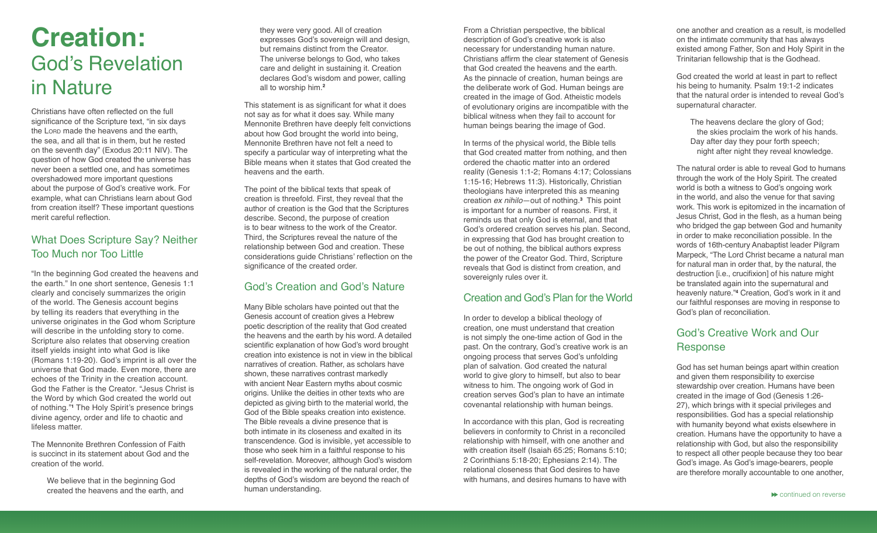# Creation: God's Revelation in Nature

Christians have often reflected on the full significance of the Scripture text, "in six days the LORD made the heavens and the earth, the sea, and all that is in them, but he rested on the seventh day" (Exodus 20:11 NIV). The question of how God created the universe has never been a settled one, and has sometimes overshadowed more important questions about the purpose of God's creative work. For example, what can Christians learn about God from creation itself? These important questions merit careful reflection.

## What Does Scripture Say? Neither Too Much nor Too Little

"In the beginning God created the heavens and the earth." In one short sentence, Genesis 1:1 clearly and concisely summarizes the origin of the world. The Genesis account begins by telling its readers that everything in the universe originates in the God whom Scripture will describe in the unfolding story to come. Scripture also relates that observing creation itself yields insight into what God is like (Romans 1:19-20). God's imprint is all over the universe that God made. Even more, there are echoes of the Trinity in the creation account. God the Father is the Creator. "Jesus Christ is the Word by which God created the world out of nothing."[1] The Holy Spirit's presence brings divine agency, order and life to chaotic and lifeless matter.

The Mennonite Brethren Confession of Faith is succinct in its statement about God and the creation of the world.

> We believe that in the beginning God created the heavens and the earth, and they were very good. All of creation expresses God's sovereign will and design, but remains distinct from the Creator. The universe belongs to God, who takes care and delight in sustaining it. Creation declares God's wisdom and power, calling all to worship him.[2]

This statement is as significant for what it does not say as for what it does say. While many Mennonite Brethren have deeply felt convictions about how God brought the world into being, Mennonite Brethren have not felt a need to specify a particular way of interpreting what the Bible means when it states that God created the heavens and the earth.

The point of the biblical texts that speak of creation is threefold. First, they reveal that the author of creation is the God that the Scriptures describe. Second, the purpose of creation is to bear witness to the work of the Creator. Third, the Scriptures reveal the nature of the relationship between God and creation. These considerations guide Christians' reflection on the significance of the created order.

## God's Creation and God's Nature

Many Bible scholars have pointed out that the Genesis account of creation gives a Hebrew poetic description of the reality that God created the heavens and the earth by his word. A detailed scientific explanation of how God's word brought creation into existence is not in view in the biblical narratives of creation. Rather, as scholars have shown, these narratives contrast markedly with ancient Near Eastern myths about cosmic origins. Unlike the deities in other texts who are depicted as giving birth to the material world, the God of the Bible speaks creation into existence. The Bible reveals a divine presence that is both intimate in its closeness and exalted in its transcendence. God is invisible, yet accessible to those who seek him in a faithful response to his self-revelation. Moreover, although God's wisdom is revealed in the working of the natural order, the depths of God's wisdom are beyond the reach of human understanding.

From a Christian perspective, the biblical description of God's creative work is also necessary for understanding human nature. Christians affirm the clear statement of Genesis that God created the heavens and the earth. As the pinnacle of creation, human beings are the deliberate work of God. Human beings are created in the image of God. Atheistic models of evolutionary origins are incompatible with the biblical witness when they fail to account for human beings bearing the image of God.

In terms of the physical world, the Bible tells that God created matter from nothing, and then ordered the chaotic matter into an ordered reality (Genesis 1:1-2; Romans 4:17; Colossians 1:15-16; Hebrews 11:3). Historically, Christian theologians have interpreted this as meaning creation *ex nihilo*—out of nothing.[3] This point is important for a number of reasons. First, it reminds us that only God is eternal, and that God's ordered creation serves his plan. Second, in expressing that God has brought creation to be out of nothing, the biblical authors express the power of the Creator God. Third, Scripture reveals that God is distinct from creation, and sovereignly rules over it.

## Creation and God's Plan for the World

In order to develop a biblical theology of creation, one must understand that creation is not simply the one-time action of God in the past. On the contrary, God's creative work is an ongoing process that serves God's unfolding plan of salvation. God created the natural world to give glory to himself, but also to bear witness to him. The ongoing work of God in creation serves God's plan to have an intimate covenantal relationship with human beings.

In accordance with this plan, God is recreating believers in conformity to Christ in a reconciled relationship with himself, with one another and with creation itself (Isaiah 65:25; Romans 5:10; 2 Corinthians 5:18-20; Ephesians 2:14). The relational closeness that God desires to have with humans, and desires humans to have with one another and creation as a result, is modelled on the intimate community that has always existed among Father, Son and Holy Spirit in the Trinitarian fellowship that is the Godhead.

God created the world at least in part to reflect his being to humanity. Psalm 19:1-2 indicates that the natural order is intended to reveal God's supernatural character.

> The heavens declare the glory of God;
> the skies proclaim the work of his hands.
> Day after day they pour forth speech;
> night after night they reveal knowledge.

The natural order is able to reveal God to humans through the work of the Holy Spirit. The created world is both a witness to God's ongoing work in the world, and also the venue for that saving work. This work is epitomized in the incarnation of Jesus Christ, God in the flesh, as a human being who bridged the gap between God and humanity in order to make reconciliation possible. In the words of 16th-century Anabaptist leader Pilgram Marpeck, "The Lord Christ became a natural man for natural man in order that, by the natural, the destruction [i.e., crucifixion] of his nature might be translated again into the supernatural and heavenly nature."[4] Creation, God's work in it and our faithful responses are moving in response to God's plan of reconciliation.

## God's Creative Work and Our Response

God has set human beings apart within creation and given them responsibility to exercise stewardship over creation. Humans have been created in the image of God (Genesis 1:26-27), which brings with it special privileges and responsibilities. God has a special relationship with humanity beyond what exists elsewhere in creation. Humans have the opportunity to have a relationship with God, but also the responsibility to respect all other people because they too bear God's image. As God's image-bearers, people are therefore morally accountable to one another,

continued on reverse